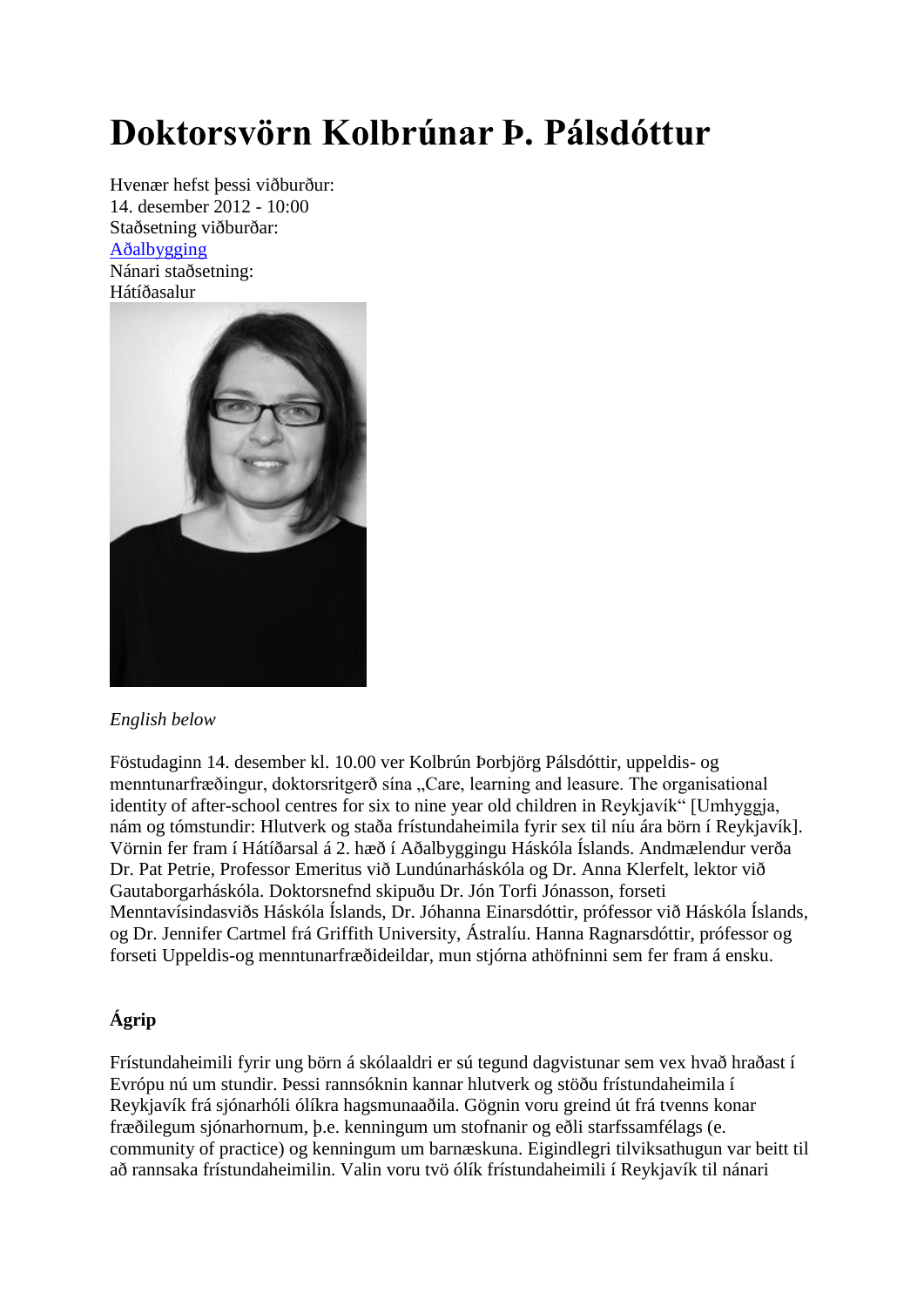# Doktorsvörn Kolbrúnar Þ. Pálsdóttur

Hvenær hefst þessi viðburður:
14. desember 2012 - 10:00
Staðsetning viðburðar:
Aðalbygging
Nánari staðsetning:
Hátíðasalur

*English below*

Föstudaginn 14. desember kl. 10.00 ver Kolbrún Þorbjörg Pálsdóttir, uppeldis- og menntunarfræðingur, doktorsritgerð sína „Care, learning and leasure. The organisational identity of after-school centres for six to nine year old children in Reykjavík“ [Umhyggja, nám og tómstundir: Hlutverk og staða frístundaheimila fyrir sex til níu ára börn í Reykjavík]. Vörnin fer fram í Hátíðarsal á 2. hæð í Aðalbyggingu Háskóla Íslands. Andmælendur verða Dr. Pat Petrie, Professor Emeritus við Lundúnarháskóla og Dr. Anna Klerfelt, lektor við Gautaborgarháskóla. Doktorsnefnd skipuðu Dr. Jón Torfi Jónasson, forseti Menntavísindasviðs Háskóla Íslands, Dr. Jóhanna Einarsdóttir, prófessor við Háskóla Íslands, og Dr. Jennifer Cartmel frá Griffith University, Ástralíu. Hanna Ragnarsdóttir, prófessor og forseti Uppeldis-og menntunarfræðideildar, mun stjórna athöfninni sem fer fram á ensku.

## Ágrip

Frístundaheimili fyrir ung börn á skólaaldri er sú tegund dagvistunar sem vex hvað hraðast í Evrópu nú um stundir. Þessi rannsóknin kannar hlutverk og stöðu frístundaheimila í Reykjavík frá sjónarhóli ólíkra hagsmunaaðila. Gögnin voru greind út frá tvenns konar fræðilegum sjónarhornum, þ.e. kenningum um stofnanir og eðli starfssamfélags (e. community of practice) og kenningum um barnæskuna. Eigindlegri tilviksathugun var beitt til að rannsaka frístundaheimilin. Valin voru tvö ólík frístundaheimili í Reykjavík til nánari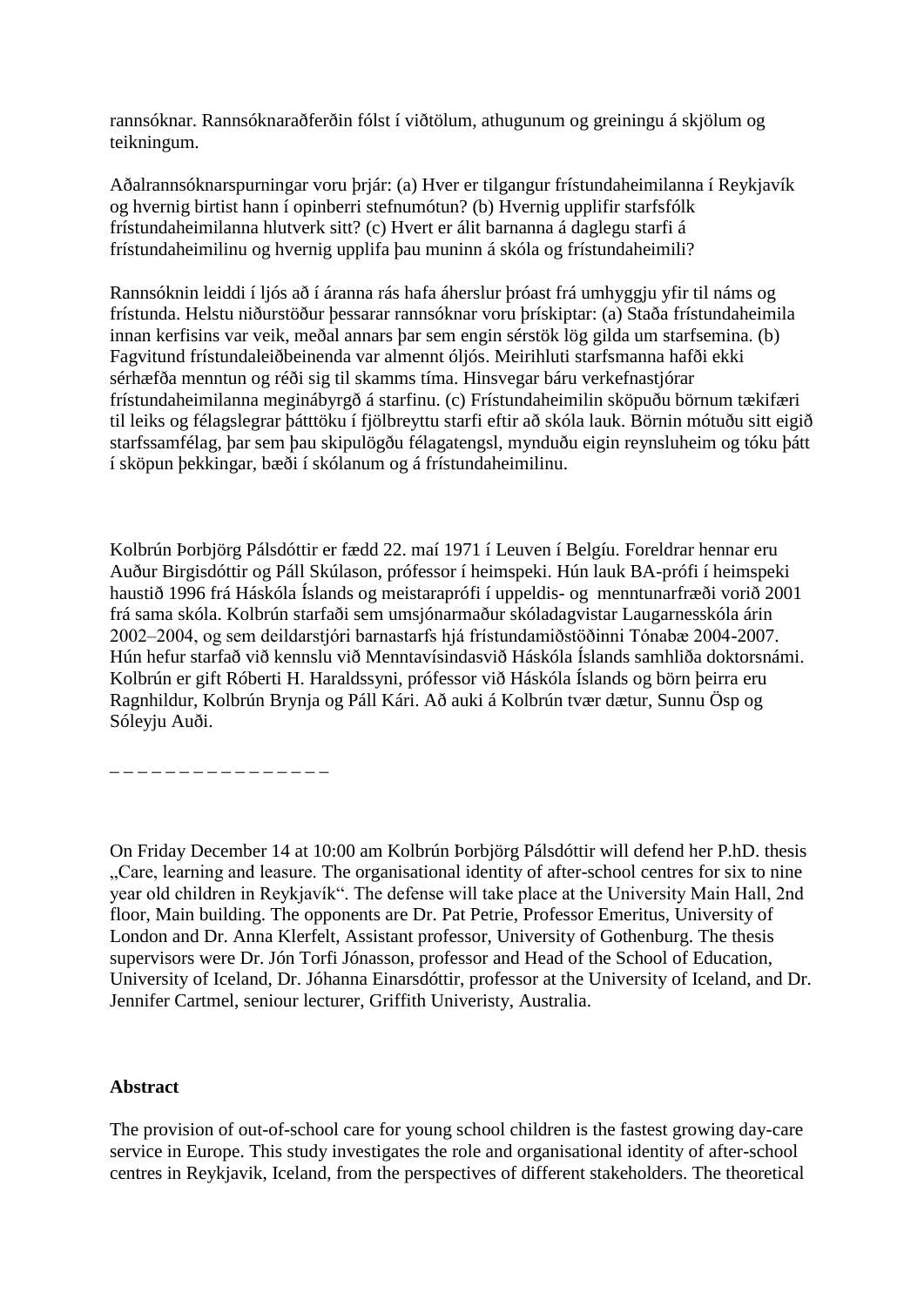rannsóknar. Rannsóknaraðferðin fólst í viðtölum, athugunum og greiningu á skjölum og teikningum.

Aðalrannsóknarspurningar voru þrjár: (a) Hver er tilgangur frístundaheimilanna í Reykjavík og hvernig birtist hann í opinberri stefnumótun? (b) Hvernig upplifir starfsfólk frístundaheimilanna hlutverk sitt? (c) Hvert er álit barnanna á daglegu starfi á frístundaheimilinu og hvernig upplifa þau muninn á skóla og frístundaheimili?

Rannsóknin leiddi í ljós að í áranna rás hafa áherslur þróast frá umhyggju yfir til náms og frístunda. Helstu niðurstöður þessarar rannsóknar voru þrískiptar: (a) Staða frístundaheimila innan kerfisins var veik, meðal annars þar sem engin sérstök lög gilda um starfsemina. (b) Fagvitund frístundaleiðbeinenda var almennt óljós. Meirihluti starfsmanna hafði ekki sérhæfða menntun og réði sig til skamms tíma. Hinsvegar báru verkefnastjórar frístundaheimilanna meginábyrgð á starfinu. (c) Frístundaheimilin sköpuðu börnum tækifæri til leiks og félagslegrar þátttöku í fjölbreyttu starfi eftir að skóla lauk. Börnin mótuðu sitt eigið starfssamfélag, þar sem þau skipulögðu félagatengsl, mynduðu eigin reynsluheim og tóku þátt í sköpun þekkingar, bæði í skólanum og á frístundaheimilinu.

Kolbrún Þorbjörg Pálsdóttir er fædd 22. maí 1971 í Leuven í Belgíu. Foreldrar hennar eru Auður Birgisdóttir og Páll Skúlason, prófessor í heimspeki. Hún lauk BA-prófi í heimspeki haustið 1996 frá Háskóla Íslands og meistaraprófi í uppeldis- og menntunarfræði vorið 2001 frá sama skóla. Kolbrún starfaði sem umsjónarmaður skóladagvistar Laugarnesskóla árin 2002–2004, og sem deildarstjóri barnastarfs hjá frístundamiðstöðinni Tónabæ 2004-2007. Hún hefur starfað við kennslu við Menntavísindasvið Háskóla Íslands samhliða doktorsnámi. Kolbrún er gift Róberti H. Haraldssyni, prófessor við Háskóla Íslands og börn þeirra eru Ragnhildur, Kolbrún Brynja og Páll Kári. Að auki á Kolbrún tvær dætur, Sunnu Ösp og Sóleyju Auði.

_ _ _ _ _ _ _ _ _ _ _ _ _ _ _ _

On Friday December 14 at 10:00 am Kolbrún Þorbjörg Pálsdóttir will defend her P.hD. thesis „Care, learning and leasure. The organisational identity of after-school centres for six to nine year old children in Reykjavík“. The defense will take place at the University Main Hall, 2nd floor, Main building. The opponents are Dr. Pat Petrie, Professor Emeritus, University of London and Dr. Anna Klerfelt, Assistant professor, University of Gothenburg. The thesis supervisors were Dr. Jón Torfi Jónasson, professor and Head of the School of Education, University of Iceland, Dr. Jóhanna Einarsdóttir, professor at the University of Iceland, and Dr. Jennifer Cartmel, seniour lecturer, Griffith Univeristy, Australia.

**Abstract**

The provision of out-of-school care for young school children is the fastest growing day-care service in Europe. This study investigates the role and organisational identity of after-school centres in Reykjavik, Iceland, from the perspectives of different stakeholders. The theoretical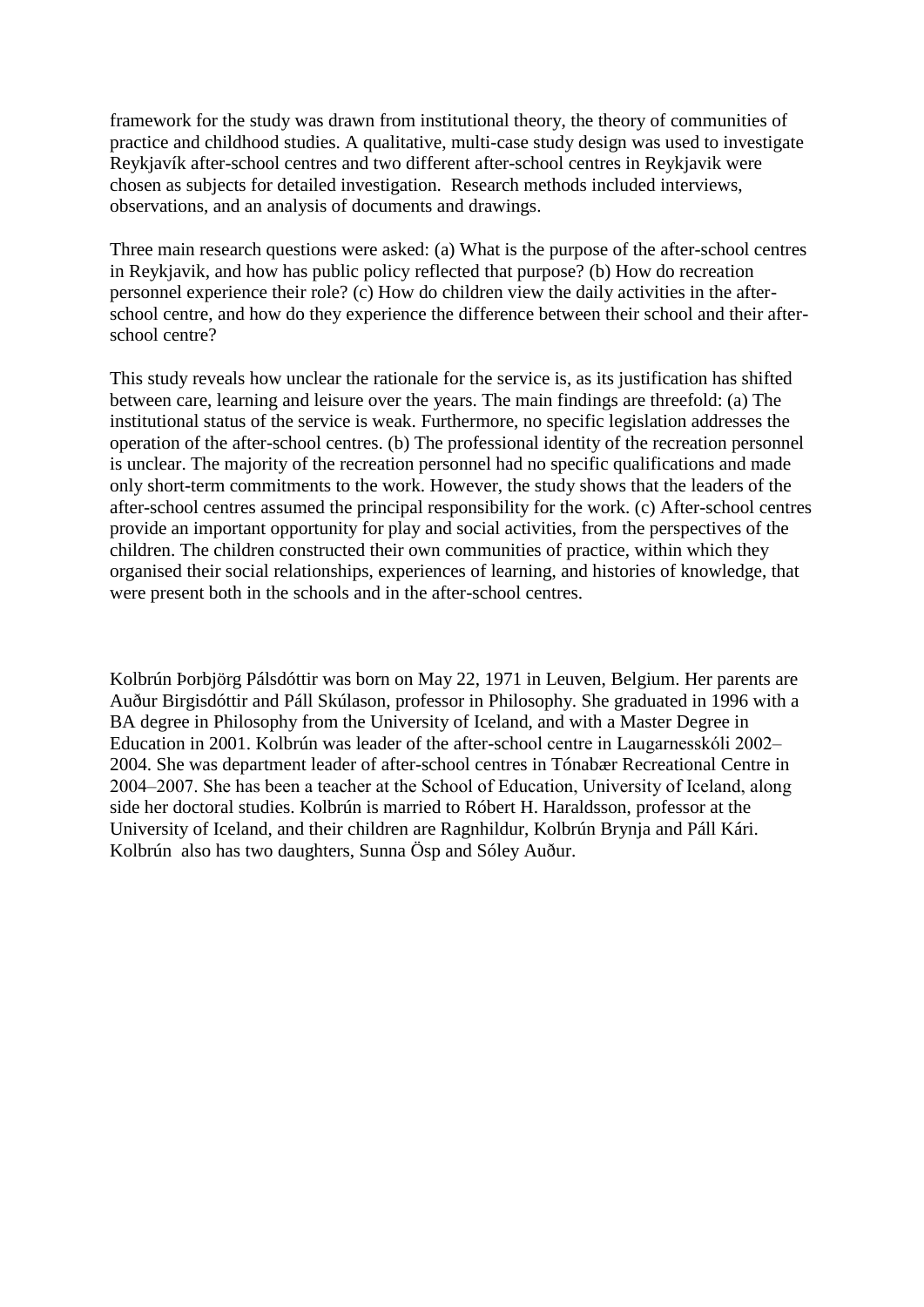framework for the study was drawn from institutional theory, the theory of communities of practice and childhood studies. A qualitative, multi-case study design was used to investigate Reykjavík after-school centres and two different after-school centres in Reykjavik were chosen as subjects for detailed investigation. Research methods included interviews, observations, and an analysis of documents and drawings.

Three main research questions were asked: (a) What is the purpose of the after-school centres in Reykjavik, and how has public policy reflected that purpose? (b) How do recreation personnel experience their role? (c) How do children view the daily activities in the after-school centre, and how do they experience the difference between their school and their after-school centre?

This study reveals how unclear the rationale for the service is, as its justification has shifted between care, learning and leisure over the years. The main findings are threefold: (a) The institutional status of the service is weak. Furthermore, no specific legislation addresses the operation of the after-school centres. (b) The professional identity of the recreation personnel is unclear. The majority of the recreation personnel had no specific qualifications and made only short-term commitments to the work. However, the study shows that the leaders of the after-school centres assumed the principal responsibility for the work. (c) After-school centres provide an important opportunity for play and social activities, from the perspectives of the children. The children constructed their own communities of practice, within which they organised their social relationships, experiences of learning, and histories of knowledge, that were present both in the schools and in the after-school centres.

Kolbrún Þorbjörg Pálsdóttir was born on May 22, 1971 in Leuven, Belgium. Her parents are Auður Birgisdóttir and Páll Skúlason, professor in Philosophy. She graduated in 1996 with a BA degree in Philosophy from the University of Iceland, and with a Master Degree in Education in 2001. Kolbrún was leader of the after-school centre in Laugarnesskóli 2002–2004. She was department leader of after-school centres in Tónabær Recreational Centre in 2004–2007. She has been a teacher at the School of Education, University of Iceland, along side her doctoral studies. Kolbrún is married to Róbert H. Haraldsson, professor at the University of Iceland, and their children are Ragnhildur, Kolbrún Brynja and Páll Kári. Kolbrún also has two daughters, Sunna Ösp and Sóley Auður.